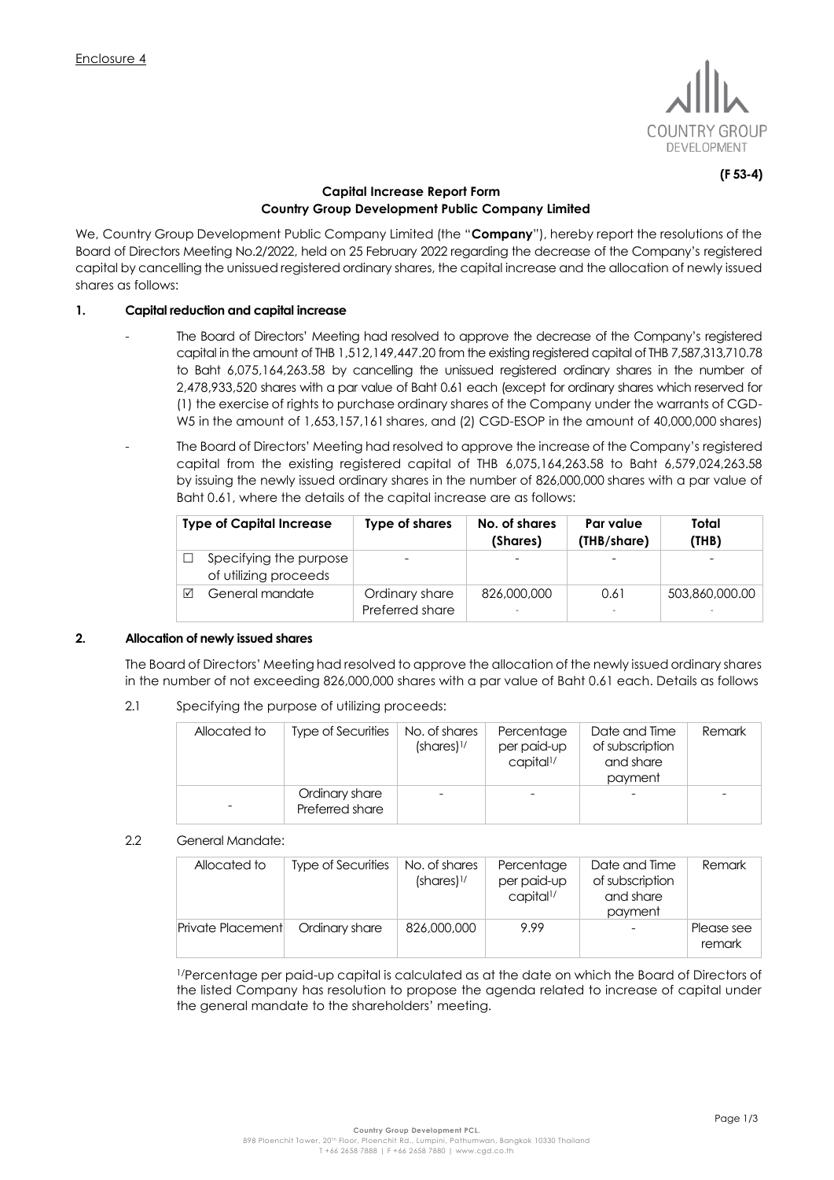Enclosure 4

**(F 53-4)**

**Capital Increase Report Form**
**Country Group Development Public Company Limited**

We, Country Group Development Public Company Limited (the "**Company**"), hereby report the resolutions of the Board of Directors Meeting No.2/2022, held on 25 February 2022 regarding the decrease of the Company's registered capital by cancelling the unissued registered ordinary shares, the capital increase and the allocation of newly issued shares as follows:

## 1. Capital reduction and capital increase

- The Board of Directors' Meeting had resolved to approve the decrease of the Company's registered capital in the amount of THB 1,512,149,447.20 from the existing registered capital of THB 7,587,313,710.78 to Baht 6,075,164,263.58 by cancelling the unissued registered ordinary shares in the number of 2,478,933,520 shares with a par value of Baht 0.61 each (except for ordinary shares which reserved for (1) the exercise of rights to purchase ordinary shares of the Company under the warrants of CGD-W5 in the amount of 1,653,157,161 shares, and (2) CGD-ESOP in the amount of 40,000,000 shares)
- The Board of Directors' Meeting had resolved to approve the increase of the Company's registered capital from the existing registered capital of THB 6,075,164,263.58 to Baht 6,579,024,263.58 by issuing the newly issued ordinary shares in the number of 826,000,000 shares with a par value of Baht 0.61, where the details of the capital increase are as follows:

| Type of Capital Increase | Type of shares | No. of shares (Shares) | Par value (THB/share) | Total (THB) |
|---|---|---|---|---|
| ☐ Specifying the purpose of utilizing proceeds | - | - | - | - |
| ☑ General mandate | Ordinary share<br>Preferred share | 826,000,000<br>- | 0.61<br>- | 503,860,000.00<br>- |

## 2. Allocation of newly issued shares

The Board of Directors' Meeting had resolved to approve the allocation of the newly issued ordinary shares in the number of not exceeding 826,000,000 shares with a par value of Baht 0.61 each. Details as follows

2.1 Specifying the purpose of utilizing proceeds:

| Allocated to | Type of Securities | No. of shares (shares)1/ | Percentage per paid-up capital1/ | Date and Time of subscription and share payment | Remark |
|---|---|---|---|---|---|
| - | Ordinary share<br>Preferred share | - | - | - | - |

2.2 General Mandate:

| Allocated to | Type of Securities | No. of shares (shares)1/ | Percentage per paid-up capital1/ | Date and Time of subscription and share payment | Remark |
|---|---|---|---|---|---|
| Private Placement | Ordinary share | 826,000,000 | 9.99 | - | Please see remark |

1/Percentage per paid-up capital is calculated as at the date on which the Board of Directors of the listed Company has resolution to propose the agenda related to increase of capital under the general mandate to the shareholders' meeting.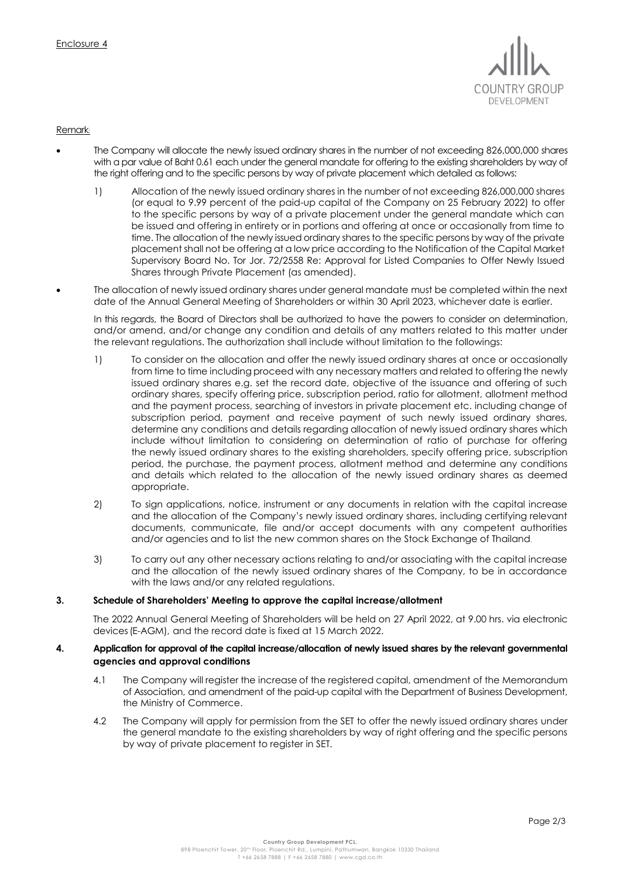Enclosure 4

Remark:

- The Company will allocate the newly issued ordinary shares in the number of not exceeding 826,000,000 shares with a par value of Baht 0.61 each under the general mandate for offering to the existing shareholders by way of the right offering and to the specific persons by way of private placement which detailed as follows:
    1) Allocation of the newly issued ordinary shares in the number of not exceeding 826,000,000 shares (or equal to 9.99 percent of the paid-up capital of the Company on 25 February 2022) to offer to the specific persons by way of a private placement under the general mandate which can be issued and offering in entirety or in portions and offering at once or occasionally from time to time. The allocation of the newly issued ordinary shares to the specific persons by way of the private placement shall not be offering at a low price according to the Notification of the Capital Market Supervisory Board No. Tor Jor. 72/2558 Re: Approval for Listed Companies to Offer Newly Issued Shares through Private Placement (as amended).
- The allocation of newly issued ordinary shares under general mandate must be completed within the next date of the Annual General Meeting of Shareholders or within 30 April 2023, whichever date is earlier.

    In this regards, the Board of Directors shall be authorized to have the powers to consider on determination, and/or amend, and/or change any condition and details of any matters related to this matter under the relevant regulations. The authorization shall include without limitation to the followings:

    1) To consider on the allocation and offer the newly issued ordinary shares at once or occasionally from time to time including proceed with any necessary matters and related to offering the newly issued ordinary shares e.g. set the record date, objective of the issuance and offering of such ordinary shares, specify offering price, subscription period, ratio for allotment, allotment method and the payment process, searching of investors in private placement etc. including change of subscription period, payment and receive payment of such newly issued ordinary shares, determine any conditions and details regarding allocation of newly issued ordinary shares which include without limitation to considering on determination of ratio of purchase for offering the newly issued ordinary shares to the existing shareholders, specify offering price, subscription period, the purchase, the payment process, allotment method and determine any conditions and details which related to the allocation of the newly issued ordinary shares as deemed appropriate.
    2) To sign applications, notice, instrument or any documents in relation with the capital increase and the allocation of the Company's newly issued ordinary shares, including certifying relevant documents, communicate, file and/or accept documents with any competent authorities and/or agencies and to list the new common shares on the Stock Exchange of Thailand.
    3) To carry out any other necessary actions relating to and/or associating with the capital increase and the allocation of the newly issued ordinary shares of the Company, to be in accordance with the laws and/or any related regulations.

**3. Schedule of Shareholders' Meeting to approve the capital increase/allotment**

The 2022 Annual General Meeting of Shareholders will be held on 27 April 2022, at 9.00 hrs. via electronic devices (E-AGM), and the record date is fixed at 15 March 2022.

**4. Application for approval of the capital increase/allocation of newly issued shares by the relevant governmental agencies and approval conditions**

4.1 The Company will register the increase of the registered capital, amendment of the Memorandum of Association, and amendment of the paid-up capital with the Department of Business Development, the Ministry of Commerce.

4.2 The Company will apply for permission from the SET to offer the newly issued ordinary shares under the general mandate to the existing shareholders by way of right offering and the specific persons by way of private placement to register in SET.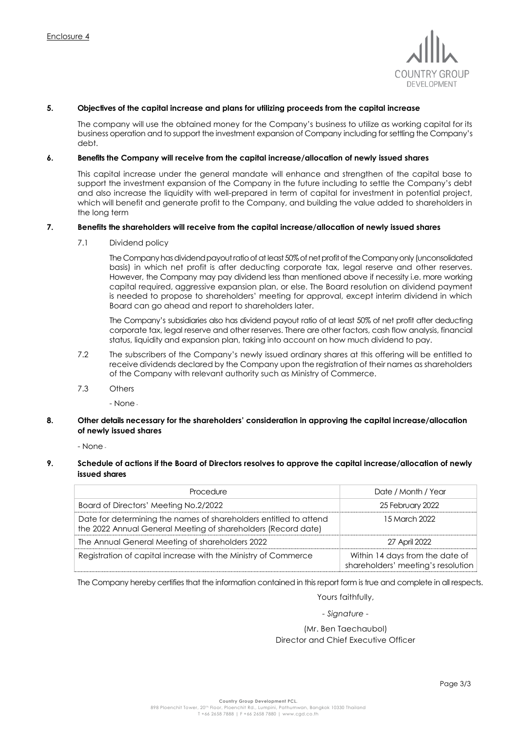Enclosure 4

COUNTRY GROUP
DEVELOPMENT

**5. Objectives of the capital increase and plans for utilizing proceeds from the capital increase**

The company will use the obtained money for the Company's business to utilize as working capital for its business operation and to support the investment expansion of Company including for settling the Company's debt.

**6. Benefits the Company will receive from the capital increase/allocation of newly issued shares**

This capital increase under the general mandate will enhance and strengthen of the capital base to support the investment expansion of the Company in the future including to settle the Company's debt and also increase the liquidity with well-prepared in term of capital for investment in potential project, which will benefit and generate profit to the Company, and building the value added to shareholders in the long term

**7. Benefits the shareholders will receive from the capital increase/allocation of newly issued shares**

7.1 Dividend policy

The Company has dividend payout ratio of at least 50% of net profit of the Company only (unconsolidated basis) in which net profit is after deducting corporate tax, legal reserve and other reserves. However, the Company may pay dividend less than mentioned above if necessity i.e. more working capital required, aggressive expansion plan, or else. The Board resolution on dividend payment is needed to propose to shareholders' meeting for approval, except interim dividend in which Board can go ahead and report to shareholders later.

The Company's subsidiaries also has dividend payout ratio of at least 50% of net profit after deducting corporate tax, legal reserve and other reserves. There are other factors, cash flow analysis, financial status, liquidity and expansion plan, taking into account on how much dividend to pay.

7.2 The subscribers of the Company's newly issued ordinary shares at this offering will be entitled to receive dividends declared by the Company upon the registration of their names as shareholders of the Company with relevant authority such as Ministry of Commerce.

7.3 Others

- None -

**8. Other details necessary for the shareholders' consideration in approving the capital increase/allocation of newly issued shares**

- None -

**9. Schedule of actions if the Board of Directors resolves to approve the capital increase/allocation of newly issued shares**

| Procedure | Date / Month / Year |
|---|---|
| Board of Directors' Meeting No.2/2022 | 25 February 2022 |
| Date for determining the names of shareholders entitled to attend the 2022 Annual General Meeting of shareholders (Record date) | 15 March 2022 |
| The Annual General Meeting of shareholders 2022 | 27 April 2022 |
| Registration of capital increase with the Ministry of Commerce | Within 14 days from the date of shareholders' meeting's resolution |

The Company hereby certifies that the information contained in this report form is true and complete in all respects.

Yours faithfully,

*- Signature -*

(Mr. Ben Taechaubol)
Director and Chief Executive Officer

**Country Group Development PCL.**
898 Ploenchit Tower, 20th Floor, Ploenchit Rd., Lumpini, Pathumwan, Bangkok 10330 Thailand
T +66 2658 7888 | F +66 2658 7880 | www.cgd.co.th